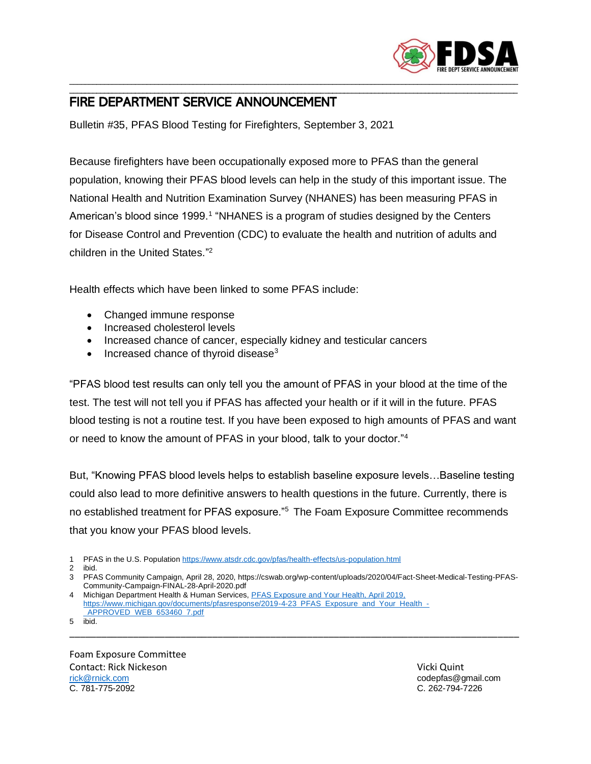# FIRE DEPARTMENT SERVICE ANNOUNCEMENT

Bulletin #35, PFAS Blood Testing for Firefighters, September 3, 2021

Because firefighters have been occupationally exposed more to PFAS than the general population, knowing their PFAS blood levels can help in the study of this important issue. The National Health and Nutrition Examination Survey (NHANES) has been measuring PFAS in American's blood since 1999.[1] "NHANES is a program of studies designed by the Centers for Disease Control and Prevention (CDC) to evaluate the health and nutrition of adults and children in the United States."[2]

Health effects which have been linked to some PFAS include:

- Changed immune response
- Increased cholesterol levels
- Increased chance of cancer, especially kidney and testicular cancers
- Increased chance of thyroid disease[3]

"PFAS blood test results can only tell you the amount of PFAS in your blood at the time of the test. The test will not tell you if PFAS has affected your health or if it will in the future. PFAS blood testing is not a routine test. If you have been exposed to high amounts of PFAS and want or need to know the amount of PFAS in your blood, talk to your doctor."[4]

But, "Knowing PFAS blood levels helps to establish baseline exposure levels…Baseline testing could also lead to more definitive answers to health questions in the future. Currently, there is no established treatment for PFAS exposure."[5] The Foam Exposure Committee recommends that you know your PFAS blood levels.

1 PFAS in the U.S. Population https://www.atsdr.cdc.gov/pfas/health-effects/us-population.html
2 ibid.
3 PFAS Community Campaign, April 28, 2020, https://cswab.org/wp-content/uploads/2020/04/Fact-Sheet-Medical-Testing-PFAS-Community-Campaign-FINAL-28-April-2020.pdf
4 Michigan Department Health & Human Services, PFAS Exposure and Your Health, April 2019, https://www.michigan.gov/documents/pfasresponse/2019-4-23_PFAS_Exposure_and_Your_Health_-_APPROVED_WEB_653460_7.pdf
5 ibid.

Foam Exposure Committee
Contact: Rick Nickeson
rick@rnick.com
C. 781-775-2092

Vicki Quint
codepfas@gmail.com
C. 262-794-7226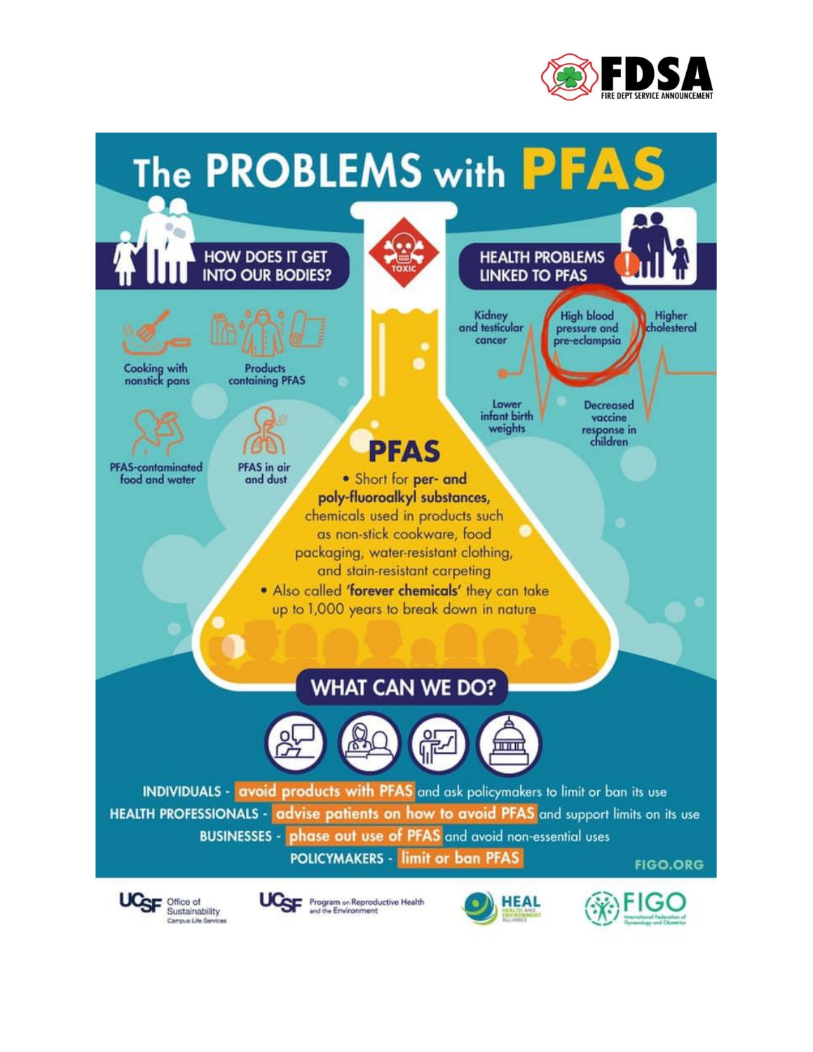FDSA
FIRE DEPT SERVICE ANNOUNCEMENT

# The PROBLEMS with PFAS

## HOW DOES IT GET INTO OUR BODIES?

- Cooking with nonstick pans
- Products containing PFAS
- PFAS-contaminated food and water
- PFAS in air and dust

## HEALTH PROBLEMS LINKED TO PFAS

- Kidney and testicular cancer
- High blood pressure and pre-eclampsia
- Higher cholesterol
- Lower infant birth weights
- Decreased vaccine response in children

TOXIC

## PFAS

- Short for **per- and poly-fluoroalkyl substances,** chemicals used in products such as non-stick cookware, food packaging, water-resistant clothing, and stain-resistant carpeting
- Also called **'forever chemicals'** they can take up to 1,000 years to break down in nature

## WHAT CAN WE DO?

**INDIVIDUALS** - avoid products with PFAS and ask policymakers to limit or ban its use

**HEALTH PROFESSIONALS** - advise patients on how to avoid PFAS and support limits on its use

**BUSINESSES** - phase out use of PFAS and avoid non-essential uses

**POLICYMAKERS** - limit or ban PFAS

FIGO.ORG

UCSF Office of Sustainability Campus Life Services

UCSF Program on Reproductive Health and the Environment

HEAL Health and Environment Alliance

FIGO International Federation of Gynecology and Obstetrics